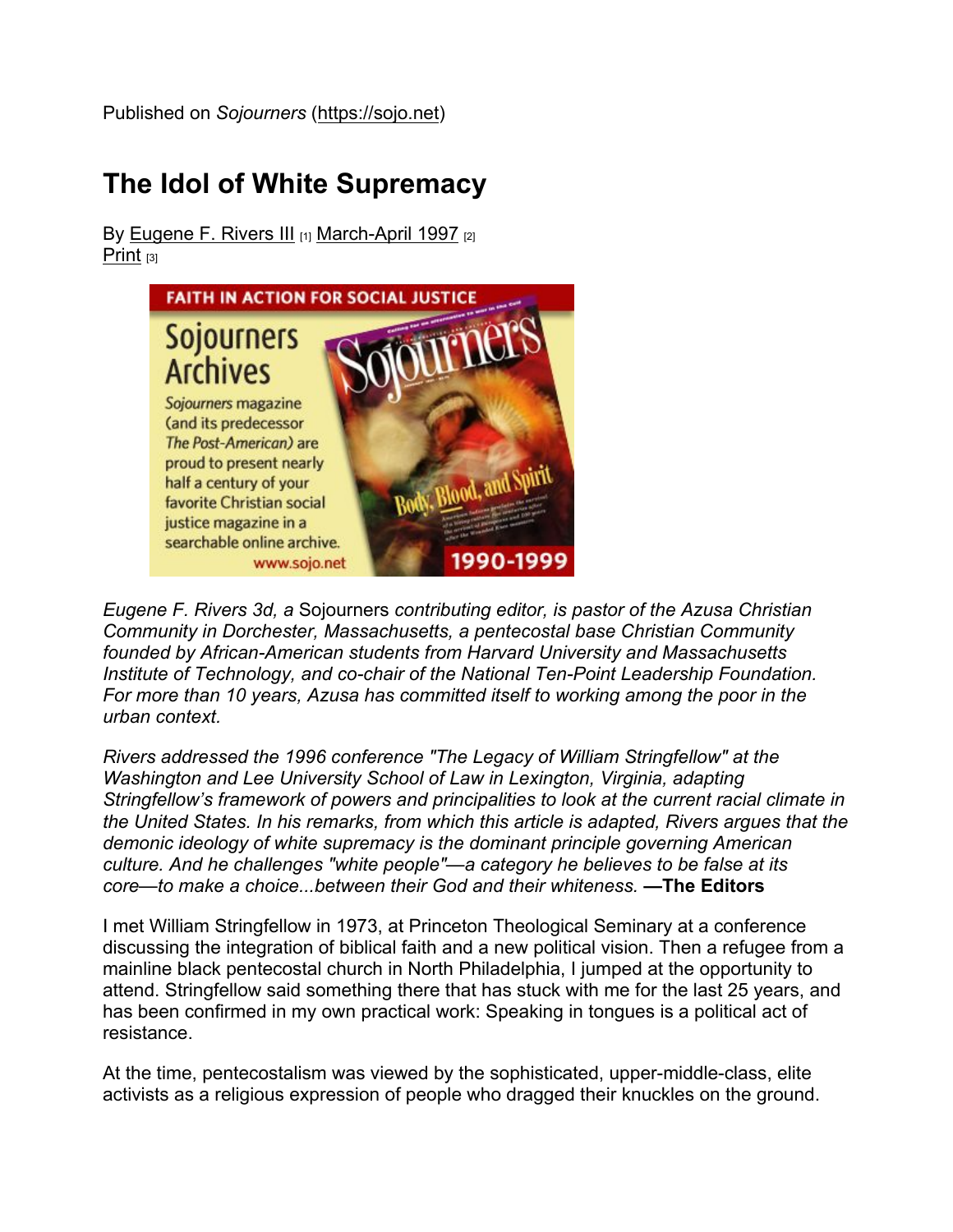Published on *Sojourners* (https://sojo.net)

# The Idol of White Supremacy

By Eugene F. Rivers III [1] March-April 1997 [2]
Print [3]

*Eugene F. Rivers 3d, a* Sojourners *contributing editor, is pastor of the Azusa Christian Community in Dorchester, Massachusetts, a pentecostal base Christian Community founded by African-American students from Harvard University and Massachusetts Institute of Technology, and co-chair of the National Ten-Point Leadership Foundation. For more than 10 years, Azusa has committed itself to working among the poor in the urban context.*

*Rivers addressed the 1996 conference "The Legacy of William Stringfellow" at the Washington and Lee University School of Law in Lexington, Virginia, adapting Stringfellow's framework of powers and principalities to look at the current racial climate in the United States. In his remarks, from which this article is adapted, Rivers argues that the demonic ideology of white supremacy is the dominant principle governing American culture. And he challenges "white people"—a category he believes to be false at its core—to make a choice...between their God and their whiteness.* **—The Editors**

I met William Stringfellow in 1973, at Princeton Theological Seminary at a conference discussing the integration of biblical faith and a new political vision. Then a refugee from a mainline black pentecostal church in North Philadelphia, I jumped at the opportunity to attend. Stringfellow said something there that has stuck with me for the last 25 years, and has been confirmed in my own practical work: Speaking in tongues is a political act of resistance.

At the time, pentecostalism was viewed by the sophisticated, upper-middle-class, elite activists as a religious expression of people who dragged their knuckles on the ground.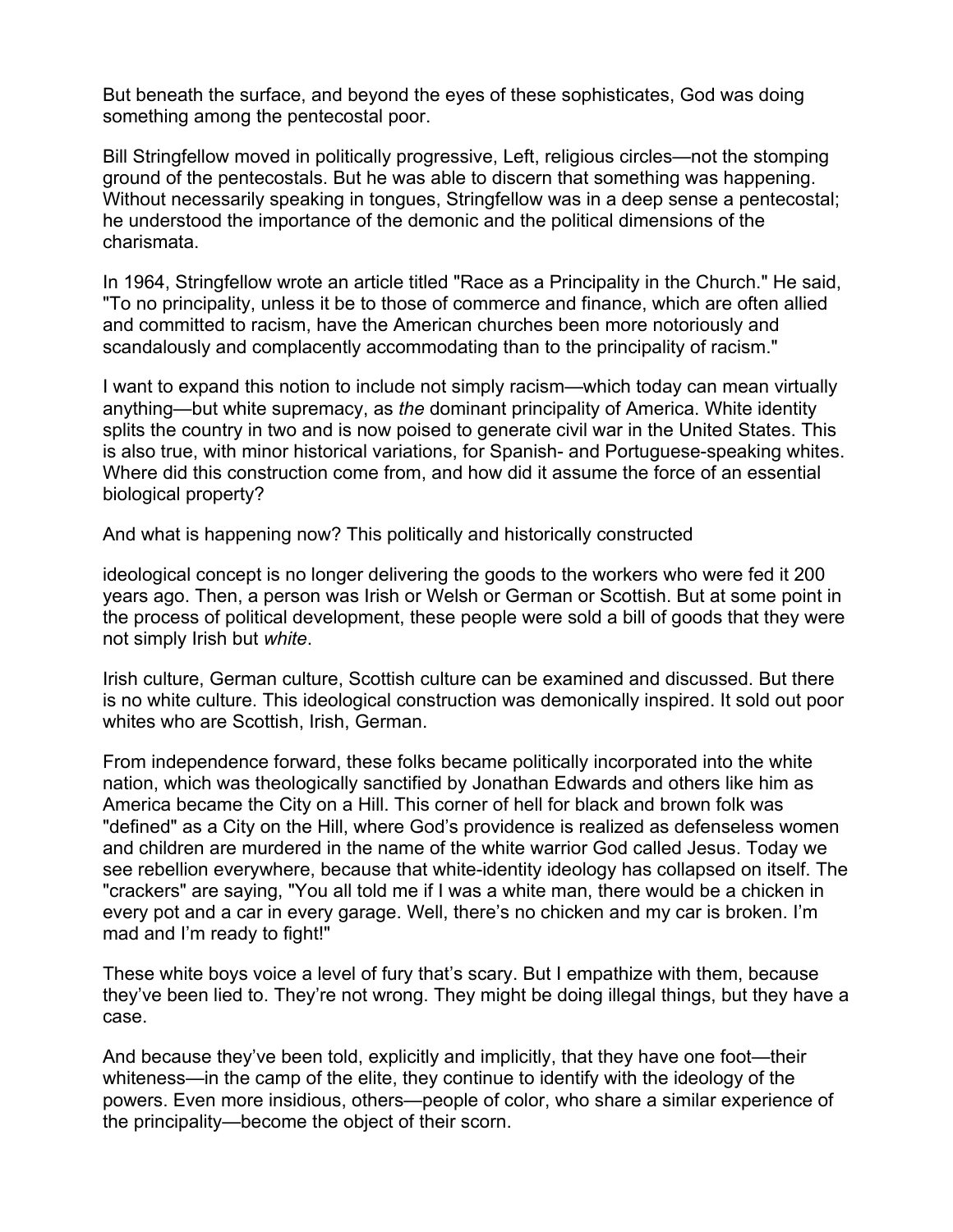But beneath the surface, and beyond the eyes of these sophisticates, God was doing something among the pentecostal poor.

Bill Stringfellow moved in politically progressive, Left, religious circles—not the stomping ground of the pentecostals. But he was able to discern that something was happening. Without necessarily speaking in tongues, Stringfellow was in a deep sense a pentecostal; he understood the importance of the demonic and the political dimensions of the charismata.

In 1964, Stringfellow wrote an article titled "Race as a Principality in the Church." He said, "To no principality, unless it be to those of commerce and finance, which are often allied and committed to racism, have the American churches been more notoriously and scandalously and complacently accommodating than to the principality of racism."

I want to expand this notion to include not simply racism—which today can mean virtually anything—but white supremacy, as *the* dominant principality of America. White identity splits the country in two and is now poised to generate civil war in the United States. This is also true, with minor historical variations, for Spanish- and Portuguese-speaking whites. Where did this construction come from, and how did it assume the force of an essential biological property?

And what is happening now? This politically and historically constructed ideological concept is no longer delivering the goods to the workers who were fed it 200 years ago. Then, a person was Irish or Welsh or German or Scottish. But at some point in the process of political development, these people were sold a bill of goods that they were not simply Irish but *white*.

Irish culture, German culture, Scottish culture can be examined and discussed. But there is no white culture. This ideological construction was demonically inspired. It sold out poor whites who are Scottish, Irish, German.

From independence forward, these folks became politically incorporated into the white nation, which was theologically sanctified by Jonathan Edwards and others like him as America became the City on a Hill. This corner of hell for black and brown folk was "defined" as a City on the Hill, where God's providence is realized as defenseless women and children are murdered in the name of the white warrior God called Jesus. Today we see rebellion everywhere, because that white-identity ideology has collapsed on itself. The "crackers" are saying, "You all told me if I was a white man, there would be a chicken in every pot and a car in every garage. Well, there's no chicken and my car is broken. I'm mad and I'm ready to fight!"

These white boys voice a level of fury that's scary. But I empathize with them, because they've been lied to. They're not wrong. They might be doing illegal things, but they have a case.

And because they've been told, explicitly and implicitly, that they have one foot—their whiteness—in the camp of the elite, they continue to identify with the ideology of the powers. Even more insidious, others—people of color, who share a similar experience of the principality—become the object of their scorn.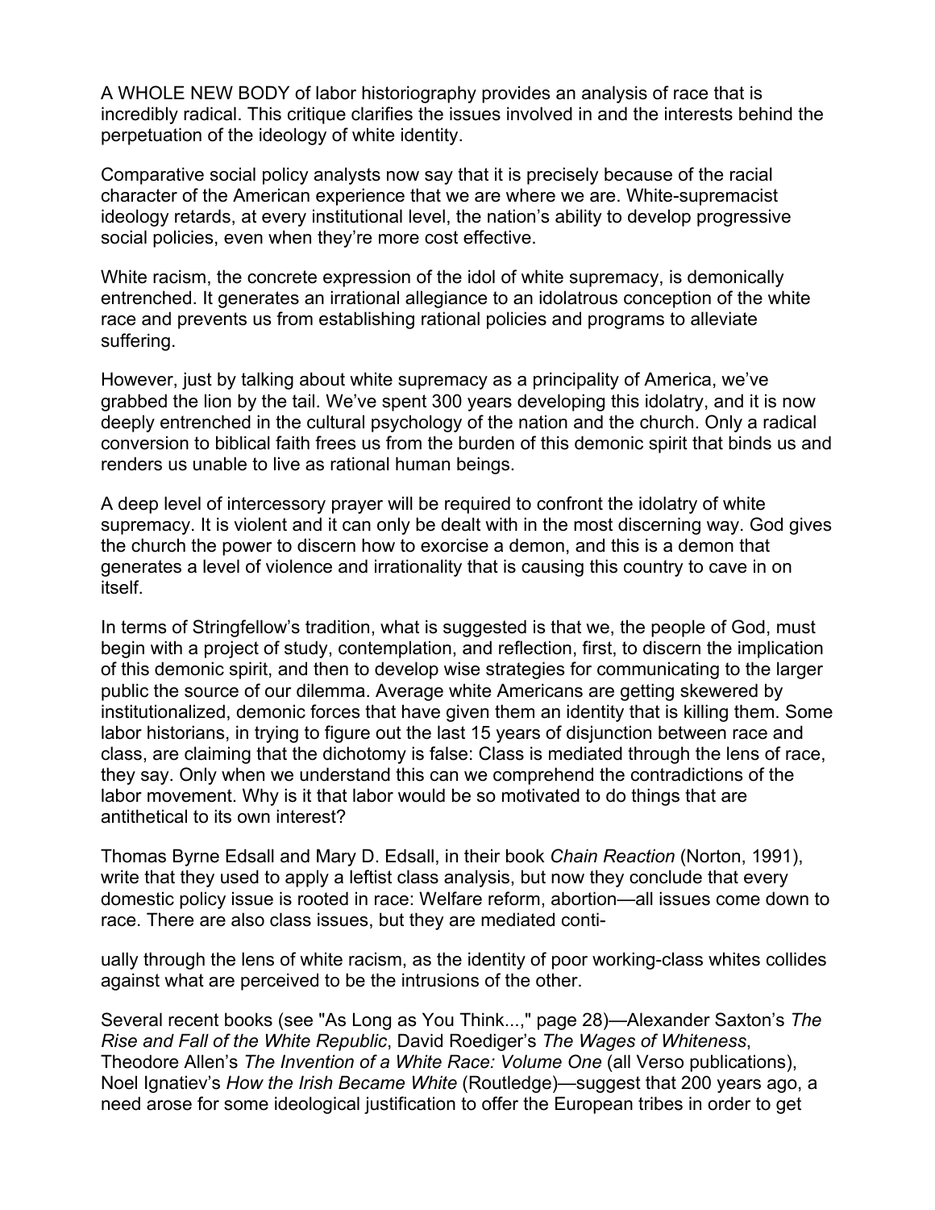A WHOLE NEW BODY of labor historiography provides an analysis of race that is incredibly radical. This critique clarifies the issues involved in and the interests behind the perpetuation of the ideology of white identity.

Comparative social policy analysts now say that it is precisely because of the racial character of the American experience that we are where we are. White-supremacist ideology retards, at every institutional level, the nation's ability to develop progressive social policies, even when they're more cost effective.

White racism, the concrete expression of the idol of white supremacy, is demonically entrenched. It generates an irrational allegiance to an idolatrous conception of the white race and prevents us from establishing rational policies and programs to alleviate suffering.

However, just by talking about white supremacy as a principality of America, we've grabbed the lion by the tail. We've spent 300 years developing this idolatry, and it is now deeply entrenched in the cultural psychology of the nation and the church. Only a radical conversion to biblical faith frees us from the burden of this demonic spirit that binds us and renders us unable to live as rational human beings.

A deep level of intercessory prayer will be required to confront the idolatry of white supremacy. It is violent and it can only be dealt with in the most discerning way. God gives the church the power to discern how to exorcise a demon, and this is a demon that generates a level of violence and irrationality that is causing this country to cave in on itself.

In terms of Stringfellow's tradition, what is suggested is that we, the people of God, must begin with a project of study, contemplation, and reflection, first, to discern the implication of this demonic spirit, and then to develop wise strategies for communicating to the larger public the source of our dilemma. Average white Americans are getting skewered by institutionalized, demonic forces that have given them an identity that is killing them. Some labor historians, in trying to figure out the last 15 years of disjunction between race and class, are claiming that the dichotomy is false: Class is mediated through the lens of race, they say. Only when we understand this can we comprehend the contradictions of the labor movement. Why is it that labor would be so motivated to do things that are antithetical to its own interest?

Thomas Byrne Edsall and Mary D. Edsall, in their book *Chain Reaction* (Norton, 1991), write that they used to apply a leftist class analysis, but now they conclude that every domestic policy issue is rooted in race: Welfare reform, abortion—all issues come down to race. There are also class issues, but they are mediated conti-ually through the lens of white racism, as the identity of poor working-class whites collides against what are perceived to be the intrusions of the other.

Several recent books (see "As Long as You Think...," page 28)—Alexander Saxton's *The Rise and Fall of the White Republic*, David Roediger's *The Wages of Whiteness*, Theodore Allen's *The Invention of a White Race: Volume One* (all Verso publications), Noel Ignatiev's *How the Irish Became White* (Routledge)—suggest that 200 years ago, a need arose for some ideological justification to offer the European tribes in order to get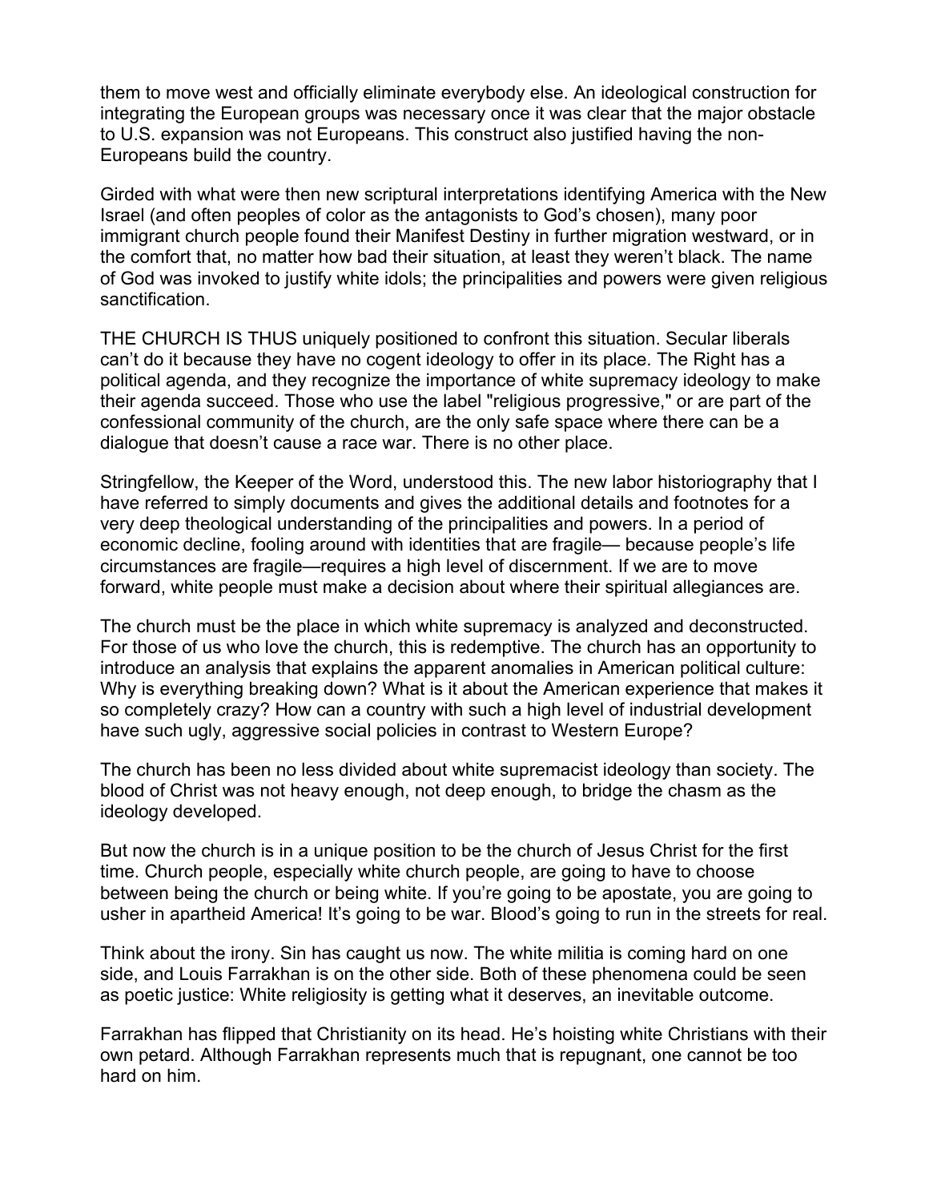them to move west and officially eliminate everybody else. An ideological construction for integrating the European groups was necessary once it was clear that the major obstacle to U.S. expansion was not Europeans. This construct also justified having the non-Europeans build the country.

Girded with what were then new scriptural interpretations identifying America with the New Israel (and often peoples of color as the antagonists to God's chosen), many poor immigrant church people found their Manifest Destiny in further migration westward, or in the comfort that, no matter how bad their situation, at least they weren't black. The name of God was invoked to justify white idols; the principalities and powers were given religious sanctification.

THE CHURCH IS THUS uniquely positioned to confront this situation. Secular liberals can't do it because they have no cogent ideology to offer in its place. The Right has a political agenda, and they recognize the importance of white supremacy ideology to make their agenda succeed. Those who use the label "religious progressive," or are part of the confessional community of the church, are the only safe space where there can be a dialogue that doesn't cause a race war. There is no other place.

Stringfellow, the Keeper of the Word, understood this. The new labor historiography that I have referred to simply documents and gives the additional details and footnotes for a very deep theological understanding of the principalities and powers. In a period of economic decline, fooling around with identities that are fragile— because people's life circumstances are fragile—requires a high level of discernment. If we are to move forward, white people must make a decision about where their spiritual allegiances are.

The church must be the place in which white supremacy is analyzed and deconstructed. For those of us who love the church, this is redemptive. The church has an opportunity to introduce an analysis that explains the apparent anomalies in American political culture: Why is everything breaking down? What is it about the American experience that makes it so completely crazy? How can a country with such a high level of industrial development have such ugly, aggressive social policies in contrast to Western Europe?

The church has been no less divided about white supremacist ideology than society. The blood of Christ was not heavy enough, not deep enough, to bridge the chasm as the ideology developed.

But now the church is in a unique position to be the church of Jesus Christ for the first time. Church people, especially white church people, are going to have to choose between being the church or being white. If you're going to be apostate, you are going to usher in apartheid America! It's going to be war. Blood's going to run in the streets for real.

Think about the irony. Sin has caught us now. The white militia is coming hard on one side, and Louis Farrakhan is on the other side. Both of these phenomena could be seen as poetic justice: White religiosity is getting what it deserves, an inevitable outcome.

Farrakhan has flipped that Christianity on its head. He's hoisting white Christians with their own petard. Although Farrakhan represents much that is repugnant, one cannot be too hard on him.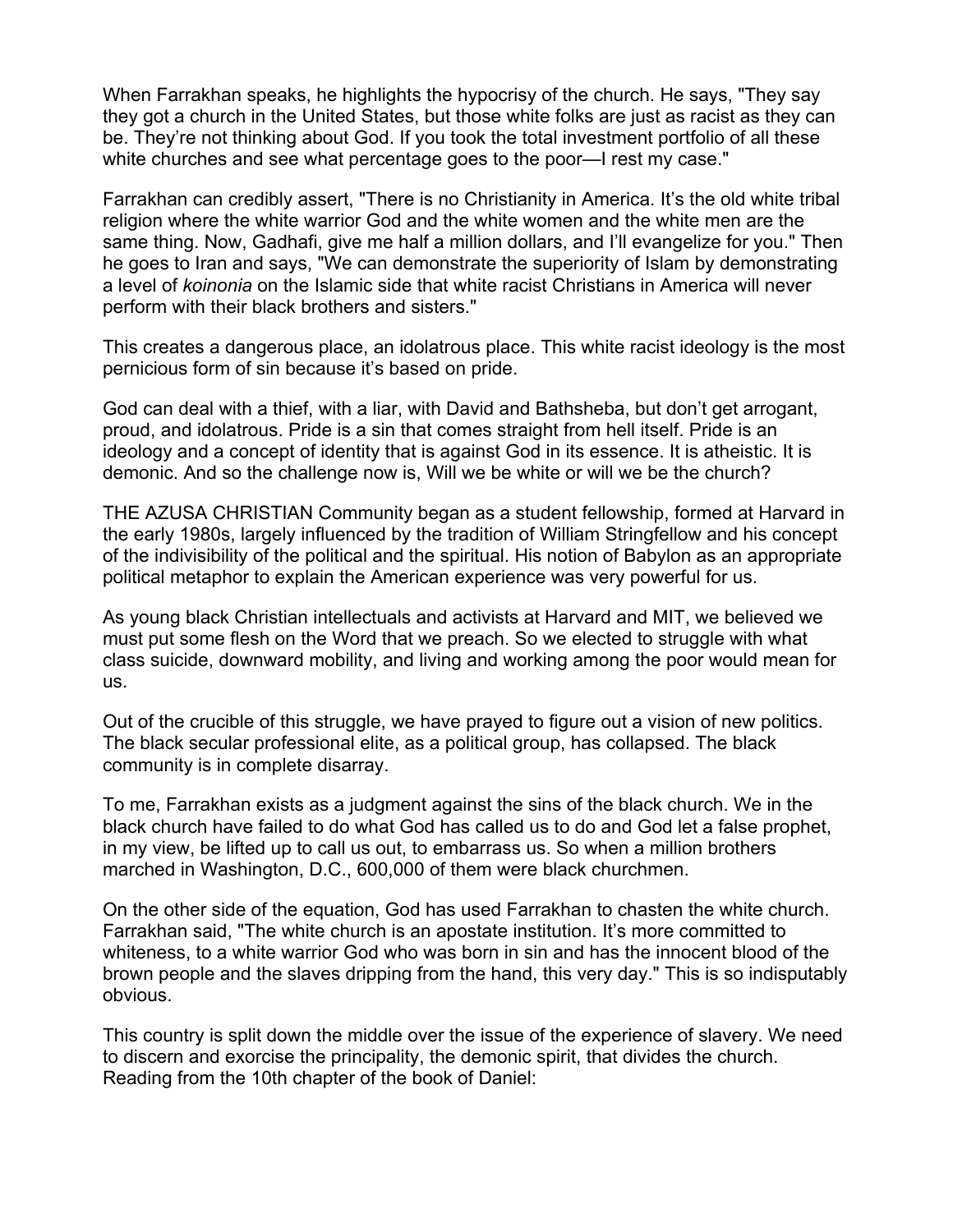When Farrakhan speaks, he highlights the hypocrisy of the church. He says, "They say they got a church in the United States, but those white folks are just as racist as they can be. They're not thinking about God. If you took the total investment portfolio of all these white churches and see what percentage goes to the poor—I rest my case."

Farrakhan can credibly assert, "There is no Christianity in America. It's the old white tribal religion where the white warrior God and the white women and the white men are the same thing. Now, Gadhafi, give me half a million dollars, and I'll evangelize for you." Then he goes to Iran and says, "We can demonstrate the superiority of Islam by demonstrating a level of *koinonia* on the Islamic side that white racist Christians in America will never perform with their black brothers and sisters."

This creates a dangerous place, an idolatrous place. This white racist ideology is the most pernicious form of sin because it's based on pride.

God can deal with a thief, with a liar, with David and Bathsheba, but don't get arrogant, proud, and idolatrous. Pride is a sin that comes straight from hell itself. Pride is an ideology and a concept of identity that is against God in its essence. It is atheistic. It is demonic. And so the challenge now is, Will we be white or will we be the church?

THE AZUSA CHRISTIAN Community began as a student fellowship, formed at Harvard in the early 1980s, largely influenced by the tradition of William Stringfellow and his concept of the indivisibility of the political and the spiritual. His notion of Babylon as an appropriate political metaphor to explain the American experience was very powerful for us.

As young black Christian intellectuals and activists at Harvard and MIT, we believed we must put some flesh on the Word that we preach. So we elected to struggle with what class suicide, downward mobility, and living and working among the poor would mean for us.

Out of the crucible of this struggle, we have prayed to figure out a vision of new politics. The black secular professional elite, as a political group, has collapsed. The black community is in complete disarray.

To me, Farrakhan exists as a judgment against the sins of the black church. We in the black church have failed to do what God has called us to do and God let a false prophet, in my view, be lifted up to call us out, to embarrass us. So when a million brothers marched in Washington, D.C., 600,000 of them were black churchmen.

On the other side of the equation, God has used Farrakhan to chasten the white church. Farrakhan said, "The white church is an apostate institution. It's more committed to whiteness, to a white warrior God who was born in sin and has the innocent blood of the brown people and the slaves dripping from the hand, this very day." This is so indisputably obvious.

This country is split down the middle over the issue of the experience of slavery. We need to discern and exorcise the principality, the demonic spirit, that divides the church. Reading from the 10th chapter of the book of Daniel: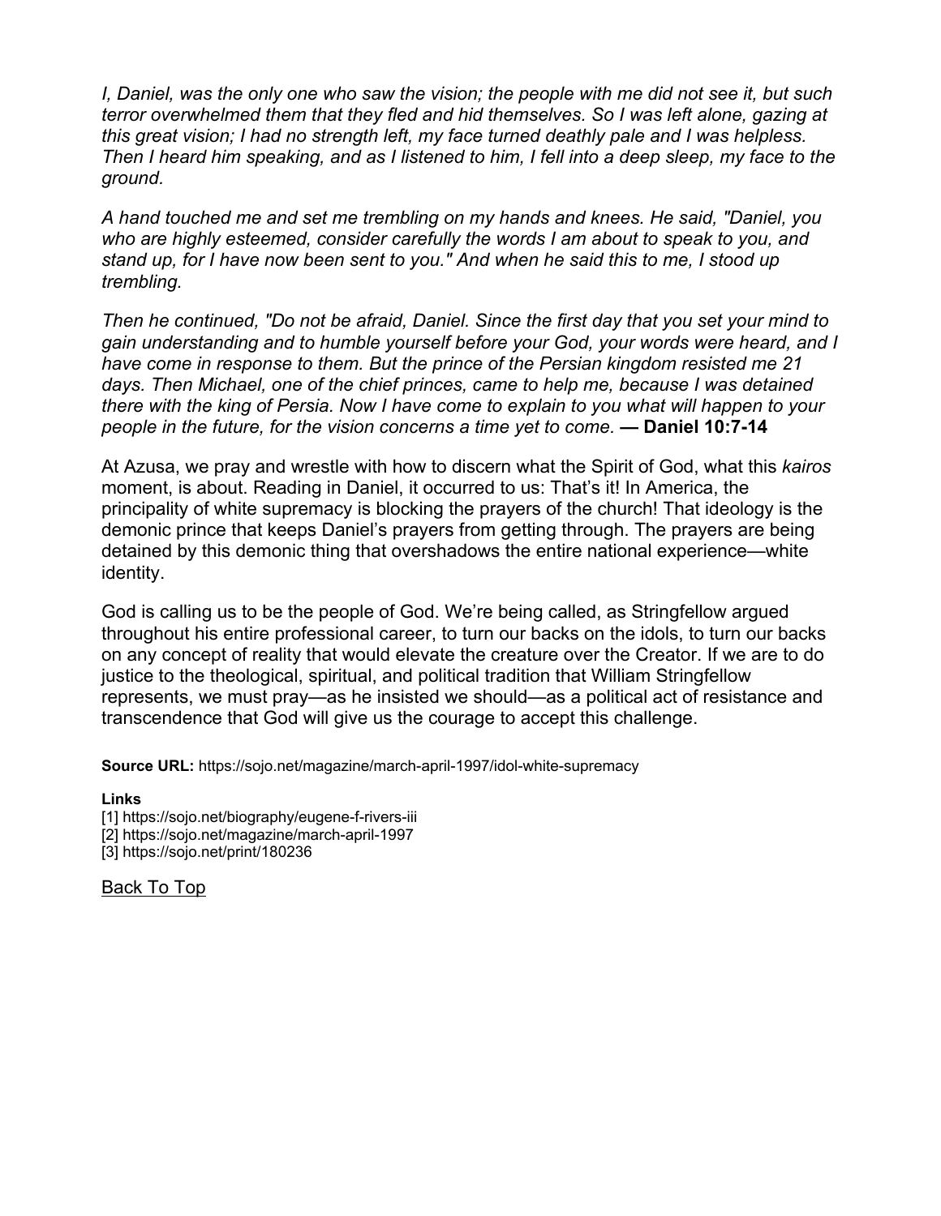*I, Daniel, was the only one who saw the vision; the people with me did not see it, but such terror overwhelmed them that they fled and hid themselves. So I was left alone, gazing at this great vision; I had no strength left, my face turned deathly pale and I was helpless. Then I heard him speaking, and as I listened to him, I fell into a deep sleep, my face to the ground.*

*A hand touched me and set me trembling on my hands and knees. He said, "Daniel, you who are highly esteemed, consider carefully the words I am about to speak to you, and stand up, for I have now been sent to you." And when he said this to me, I stood up trembling.*

*Then he continued, "Do not be afraid, Daniel. Since the first day that you set your mind to gain understanding and to humble yourself before your God, your words were heard, and I have come in response to them. But the prince of the Persian kingdom resisted me 21 days. Then Michael, one of the chief princes, came to help me, because I was detained there with the king of Persia. Now I have come to explain to you what will happen to your people in the future, for the vision concerns a time yet to come.* **— Daniel 10:7-14**

At Azusa, we pray and wrestle with how to discern what the Spirit of God, what this *kairos* moment, is about. Reading in Daniel, it occurred to us: That's it! In America, the principality of white supremacy is blocking the prayers of the church! That ideology is the demonic prince that keeps Daniel's prayers from getting through. The prayers are being detained by this demonic thing that overshadows the entire national experience—white identity.

God is calling us to be the people of God. We're being called, as Stringfellow argued throughout his entire professional career, to turn our backs on the idols, to turn our backs on any concept of reality that would elevate the creature over the Creator. If we are to do justice to the theological, spiritual, and political tradition that William Stringfellow represents, we must pray—as he insisted we should—as a political act of resistance and transcendence that God will give us the courage to accept this challenge.

**Source URL:** https://sojo.net/magazine/march-april-1997/idol-white-supremacy

**Links**
[1] https://sojo.net/biography/eugene-f-rivers-iii
[2] https://sojo.net/magazine/march-april-1997
[3] https://sojo.net/print/180236

Back To Top